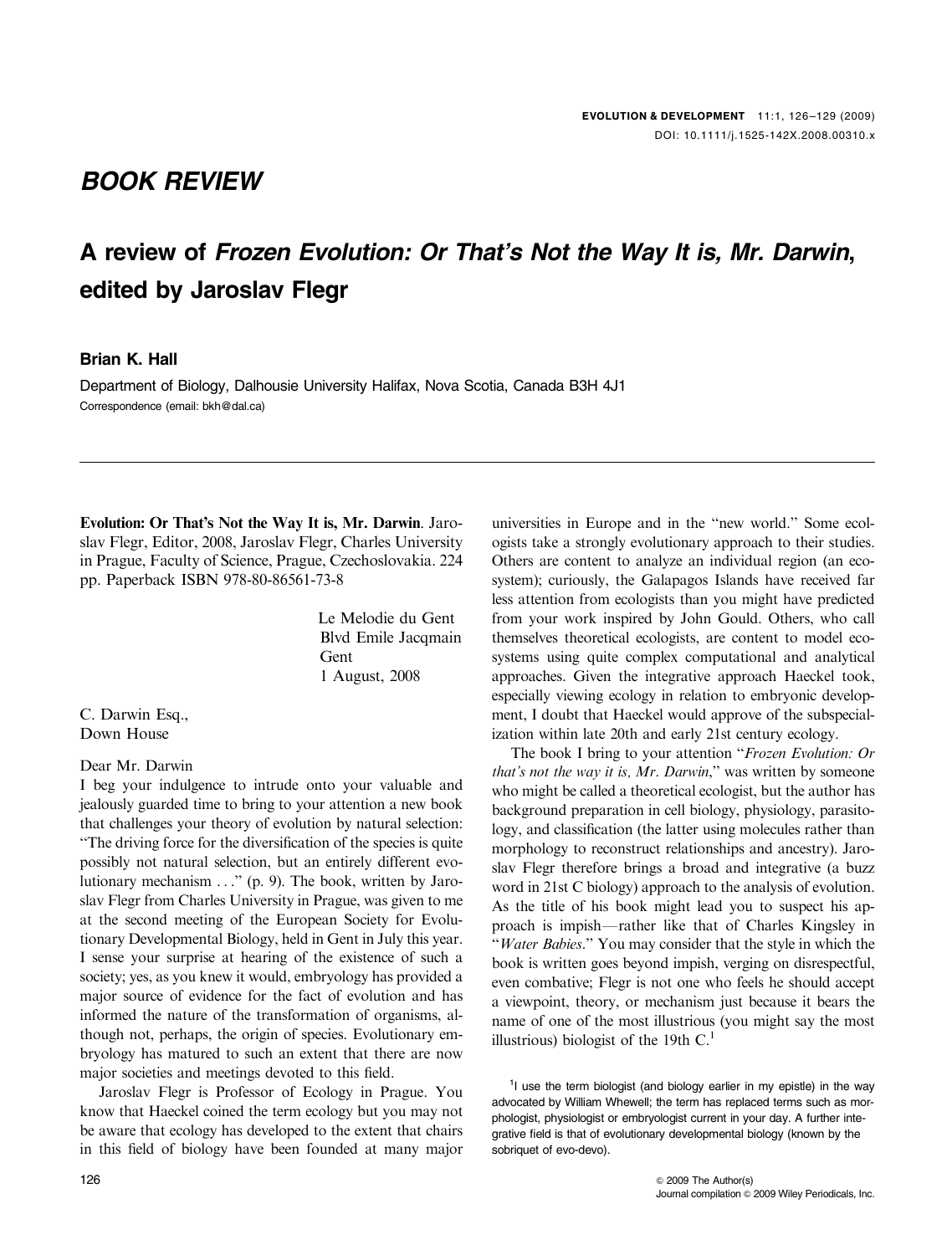## BOOK REVIEW

# A review of *Frozen Evolution: Or That's Not the Way It is, Mr. Darwin*, edited by Jaroslav Flegr

**Brian K. Hall**

Department of Biology, Dalhousie University Halifax, Nova Scotia, Canada B3H 4J1

Correspondence (email: bkh@dal.ca)

---

**Evolution: Or That's Not the Way It is, Mr. Darwin**. Jaroslav Flegr, Editor, 2008, Jaroslav Flegr, Charles University in Prague, Faculty of Science, Prague, Czechoslovakia. 224 pp. Paperback ISBN 978-80-86561-73-8

Le Melodie du Gent
Blvd Emile Jacqmain
Gent
1 August, 2008

C. Darwin Esq.,
Down House

Dear Mr. Darwin

I beg your indulgence to intrude onto your valuable and jealously guarded time to bring to your attention a new book that challenges your theory of evolution by natural selection: "The driving force for the diversification of the species is quite possibly not natural selection, but an entirely different evolutionary mechanism . . ." (p. 9). The book, written by Jaroslav Flegr from Charles University in Prague, was given to me at the second meeting of the European Society for Evolutionary Developmental Biology, held in Gent in July this year. I sense your surprise at hearing of the existence of such a society; yes, as you knew it would, embryology has provided a major source of evidence for the fact of evolution and has informed the nature of the transformation of organisms, although not, perhaps, the origin of species. Evolutionary embryology has matured to such an extent that there are now major societies and meetings devoted to this field.

Jaroslav Flegr is Professor of Ecology in Prague. You know that Haeckel coined the term ecology but you may not be aware that ecology has developed to the extent that chairs in this field of biology have been founded at many major universities in Europe and in the "new world." Some ecologists take a strongly evolutionary approach to their studies. Others are content to analyze an individual region (an ecosystem); curiously, the Galapagos Islands have received far less attention from ecologists than you might have predicted from your work inspired by John Gould. Others, who call themselves theoretical ecologists, are content to model ecosystems using quite complex computational and analytical approaches. Given the integrative approach Haeckel took, especially viewing ecology in relation to embryonic development, I doubt that Haeckel would approve of the subspecialization within late 20th and early 21st century ecology.

The book I bring to your attention "*Frozen Evolution: Or that's not the way it is, Mr. Darwin*," was written by someone who might be called a theoretical ecologist, but the author has background preparation in cell biology, physiology, parasitology, and classification (the latter using molecules rather than morphology to reconstruct relationships and ancestry). Jaroslav Flegr therefore brings a broad and integrative (a buzz word in 21st C biology) approach to the analysis of evolution. As the title of his book might lead you to suspect his approach is impish—rather like that of Charles Kingsley in "*Water Babies*." You may consider that the style in which the book is written goes beyond impish, verging on disrespectful, even combative; Flegr is not one who feels he should accept a viewpoint, theory, or mechanism just because it bears the name of one of the most illustrious (you might say the most illustrious) biologist of the 19th C.[1]

[1] I use the term biologist (and biology earlier in my epistle) in the way advocated by William Whewell; the term has replaced terms such as morphologist, physiologist or embryologist current in your day. A further integrative field is that of evolutionary developmental biology (known by the sobriquet of evo-devo).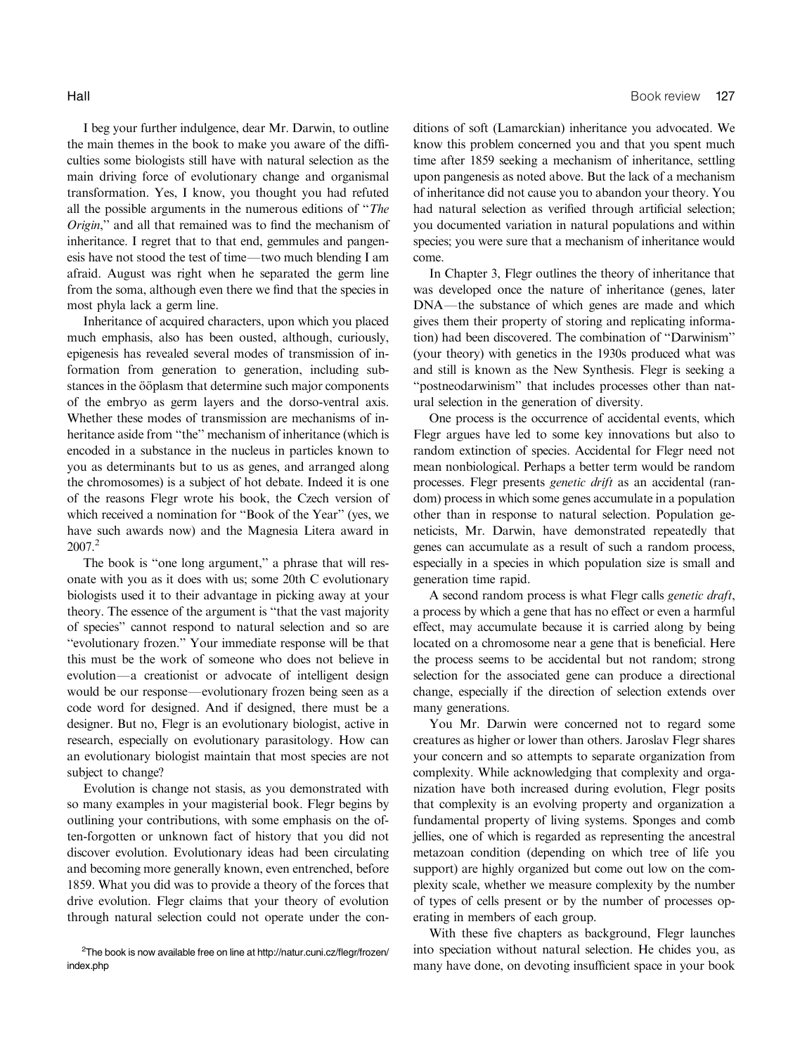I beg your further indulgence, dear Mr. Darwin, to outline the main themes in the book to make you aware of the difficulties some biologists still have with natural selection as the main driving force of evolutionary change and organismal transformation. Yes, I know, you thought you had refuted all the possible arguments in the numerous editions of "*The Origin*," and all that remained was to find the mechanism of inheritance. I regret that to that end, gemmules and pangenesis have not stood the test of time—two much blending I am afraid. August was right when he separated the germ line from the soma, although even there we find that the species in most phyla lack a germ line.

Inheritance of acquired characters, upon which you placed much emphasis, also has been ousted, although, curiously, epigenesis has revealed several modes of transmission of information from generation to generation, including substances in the ööplasm that determine such major components of the embryo as germ layers and the dorso-ventral axis. Whether these modes of transmission are mechanisms of inheritance aside from "the" mechanism of inheritance (which is encoded in a substance in the nucleus in particles known to you as determinants but to us as genes, and arranged along the chromosomes) is a subject of hot debate. Indeed it is one of the reasons Flegr wrote his book, the Czech version of which received a nomination for "Book of the Year" (yes, we have such awards now) and the Magnesia Litera award in 2007.[2]

The book is "one long argument," a phrase that will resonate with you as it does with us; some 20th C evolutionary biologists used it to their advantage in picking away at your theory. The essence of the argument is "that the vast majority of species" cannot respond to natural selection and so are "evolutionary frozen." Your immediate response will be that this must be the work of someone who does not believe in evolution—a creationist or advocate of intelligent design would be our response—evolutionary frozen being seen as a code word for designed. And if designed, there must be a designer. But no, Flegr is an evolutionary biologist, active in research, especially on evolutionary parasitology. How can an evolutionary biologist maintain that most species are not subject to change?

Evolution is change not stasis, as you demonstrated with so many examples in your magisterial book. Flegr begins by outlining your contributions, with some emphasis on the often-forgotten or unknown fact of history that you did not discover evolution. Evolutionary ideas had been circulating and becoming more generally known, even entrenched, before 1859. What you did was to provide a theory of the forces that drive evolution. Flegr claims that your theory of evolution through natural selection could not operate under the conditions of soft (Lamarckian) inheritance you advocated. We know this problem concerned you and that you spent much time after 1859 seeking a mechanism of inheritance, settling upon pangenesis as noted above. But the lack of a mechanism of inheritance did not cause you to abandon your theory. You had natural selection as verified through artificial selection; you documented variation in natural populations and within species; you were sure that a mechanism of inheritance would come.

In Chapter 3, Flegr outlines the theory of inheritance that was developed once the nature of inheritance (genes, later DNA—the substance of which genes are made and which gives them their property of storing and replicating information) had been discovered. The combination of "Darwinism" (your theory) with genetics in the 1930s produced what was and still is known as the New Synthesis. Flegr is seeking a "postneodarwinism" that includes processes other than natural selection in the generation of diversity.

One process is the occurrence of accidental events, which Flegr argues have led to some key innovations but also to random extinction of species. Accidental for Flegr need not mean nonbiological. Perhaps a better term would be random processes. Flegr presents *genetic drift* as an accidental (random) process in which some genes accumulate in a population other than in response to natural selection. Population geneticists, Mr. Darwin, have demonstrated repeatedly that genes can accumulate as a result of such a random process, especially in a species in which population size is small and generation time rapid.

A second random process is what Flegr calls *genetic draft*, a process by which a gene that has no effect or even a harmful effect, may accumulate because it is carried along by being located on a chromosome near a gene that is beneficial. Here the process seems to be accidental but not random; strong selection for the associated gene can produce a directional change, especially if the direction of selection extends over many generations.

You Mr. Darwin were concerned not to regard some creatures as higher or lower than others. Jaroslav Flegr shares your concern and so attempts to separate organization from complexity. While acknowledging that complexity and organization have both increased during evolution, Flegr posits that complexity is an evolving property and organization a fundamental property of living systems. Sponges and comb jellies, one of which is regarded as representing the ancestral metazoan condition (depending on which tree of life you support) are highly organized but come out low on the complexity scale, whether we measure complexity by the number of types of cells present or by the number of processes operating in members of each group.

With these five chapters as background, Flegr launches into speciation without natural selection. He chides you, as many have done, on devoting insufficient space in your book

[2] The book is now available free on line at http://natur.cuni.cz/flegr/frozen/index.php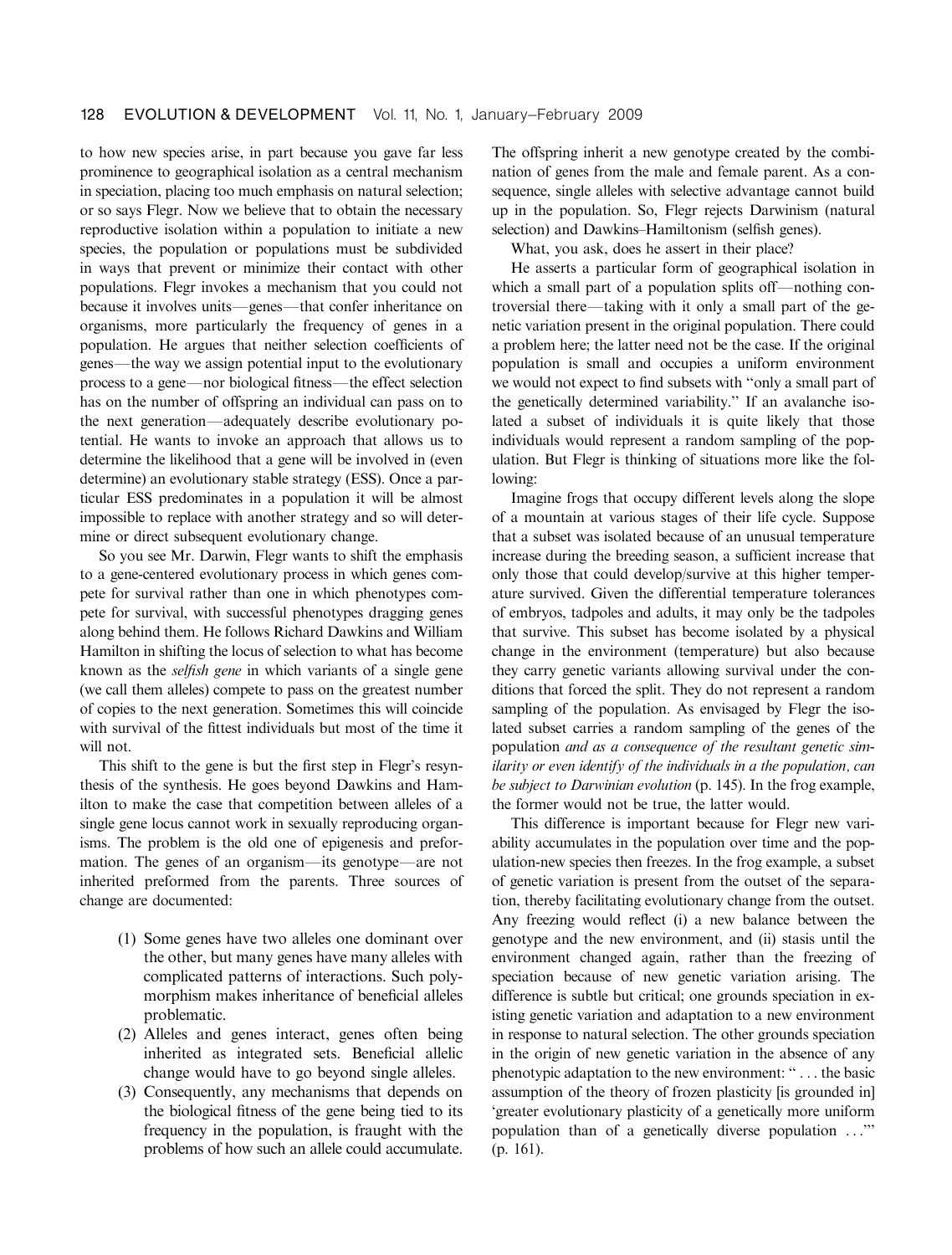to how new species arise, in part because you gave far less prominence to geographical isolation as a central mechanism in speciation, placing too much emphasis on natural selection; or so says Flegr. Now we believe that to obtain the necessary reproductive isolation within a population to initiate a new species, the population or populations must be subdivided in ways that prevent or minimize their contact with other populations. Flegr invokes a mechanism that you could not because it involves units—genes—that confer inheritance on organisms, more particularly the frequency of genes in a population. He argues that neither selection coefficients of genes—the way we assign potential input to the evolutionary process to a gene—nor biological fitness—the effect selection has on the number of offspring an individual can pass on to the next generation—adequately describe evolutionary potential. He wants to invoke an approach that allows us to determine the likelihood that a gene will be involved in (even determine) an evolutionary stable strategy (ESS). Once a particular ESS predominates in a population it will be almost impossible to replace with another strategy and so will determine or direct subsequent evolutionary change.

So you see Mr. Darwin, Flegr wants to shift the emphasis to a gene-centered evolutionary process in which genes compete for survival rather than one in which phenotypes compete for survival, with successful phenotypes dragging genes along behind them. He follows Richard Dawkins and William Hamilton in shifting the locus of selection to what has become known as the *selfish gene* in which variants of a single gene (we call them alleles) compete to pass on the greatest number of copies to the next generation. Sometimes this will coincide with survival of the fittest individuals but most of the time it will not.

This shift to the gene is but the first step in Flegr's resynthesis of the synthesis. He goes beyond Dawkins and Hamilton to make the case that competition between alleles of a single gene locus cannot work in sexually reproducing organisms. The problem is the old one of epigenesis and preformation. The genes of an organism—its genotype—are not inherited preformed from the parents. Three sources of change are documented:

1. Some genes have two alleles one dominant over the other, but many genes have many alleles with complicated patterns of interactions. Such polymorphism makes inheritance of beneficial alleles problematic.
2. Alleles and genes interact, genes often being inherited as integrated sets. Beneficial allelic change would have to go beyond single alleles.
3. Consequently, any mechanisms that depends on the biological fitness of the gene being tied to its frequency in the population, is fraught with the problems of how such an allele could accumulate. The offspring inherit a new genotype created by the combination of genes from the male and female parent. As a consequence, single alleles with selective advantage cannot build up in the population. So, Flegr rejects Darwinism (natural selection) and Dawkins–Hamiltonism (selfish genes).

What, you ask, does he assert in their place?

He asserts a particular form of geographical isolation in which a small part of a population splits off—nothing controversial there—taking with it only a small part of the genetic variation present in the original population. There could a problem here; the latter need not be the case. If the original population is small and occupies a uniform environment we would not expect to find subsets with "only a small part of the genetically determined variability." If an avalanche isolated a subset of individuals it is quite likely that those individuals would represent a random sampling of the population. But Flegr is thinking of situations more like the following:

Imagine frogs that occupy different levels along the slope of a mountain at various stages of their life cycle. Suppose that a subset was isolated because of an unusual temperature increase during the breeding season, a sufficient increase that only those that could develop/survive at this higher temperature survived. Given the differential temperature tolerances of embryos, tadpoles and adults, it may only be the tadpoles that survive. This subset has become isolated by a physical change in the environment (temperature) but also because they carry genetic variants allowing survival under the conditions that forced the split. They do not represent a random sampling of the population. As envisaged by Flegr the isolated subset carries a random sampling of the genes of the population *and as a consequence of the resultant genetic similarity or even identify of the individuals in a the population, can be subject to Darwinian evolution* (p. 145). In the frog example, the former would not be true, the latter would.

This difference is important because for Flegr new variability accumulates in the population over time and the population-new species then freezes. In the frog example, a subset of genetic variation is present from the outset of the separation, thereby facilitating evolutionary change from the outset. Any freezing would reflect (i) a new balance between the genotype and the new environment, and (ii) stasis until the environment changed again, rather than the freezing of speciation because of new genetic variation arising. The difference is subtle but critical; one grounds speciation in existing genetic variation and adaptation to a new environment in response to natural selection. The other grounds speciation in the origin of new genetic variation in the absence of any phenotypic adaptation to the new environment: "… the basic assumption of the theory of frozen plasticity [is grounded in] 'greater evolutionary plasticity of a genetically more uniform population than of a genetically diverse population …'" (p. 161).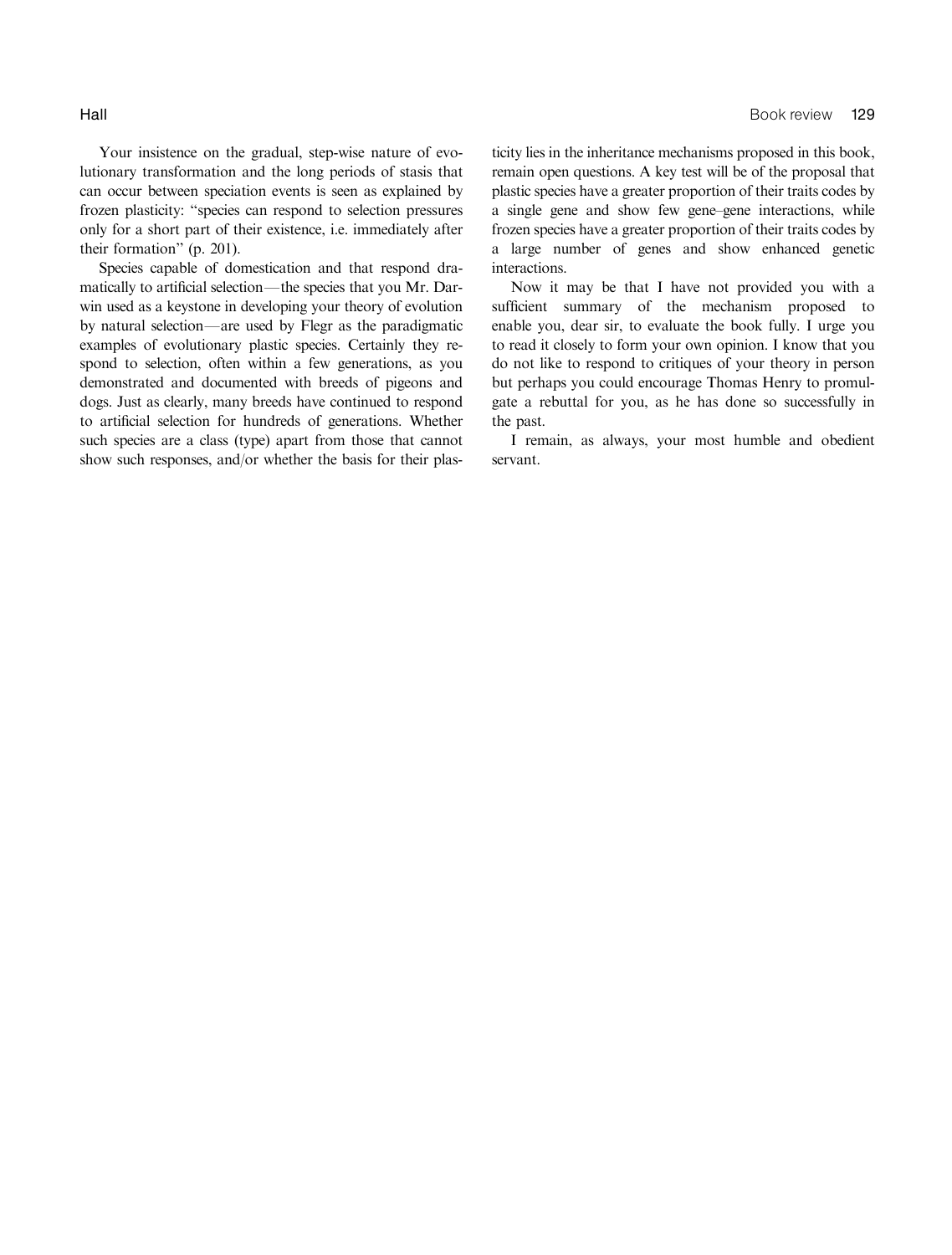Your insistence on the gradual, step-wise nature of evolutionary transformation and the long periods of stasis that can occur between speciation events is seen as explained by frozen plasticity: "species can respond to selection pressures only for a short part of their existence, i.e. immediately after their formation" (p. 201).

Species capable of domestication and that respond dramatically to artificial selection—the species that you Mr. Darwin used as a keystone in developing your theory of evolution by natural selection—are used by Flegr as the paradigmatic examples of evolutionary plastic species. Certainly they respond to selection, often within a few generations, as you demonstrated and documented with breeds of pigeons and dogs. Just as clearly, many breeds have continued to respond to artificial selection for hundreds of generations. Whether such species are a class (type) apart from those that cannot show such responses, and/or whether the basis for their plasticity lies in the inheritance mechanisms proposed in this book, remain open questions. A key test will be of the proposal that plastic species have a greater proportion of their traits codes by a single gene and show few gene–gene interactions, while frozen species have a greater proportion of their traits codes by a large number of genes and show enhanced genetic interactions.

Now it may be that I have not provided you with a sufficient summary of the mechanism proposed to enable you, dear sir, to evaluate the book fully. I urge you to read it closely to form your own opinion. I know that you do not like to respond to critiques of your theory in person but perhaps you could encourage Thomas Henry to promulgate a rebuttal for you, as he has done so successfully in the past.

I remain, as always, your most humble and obedient servant.